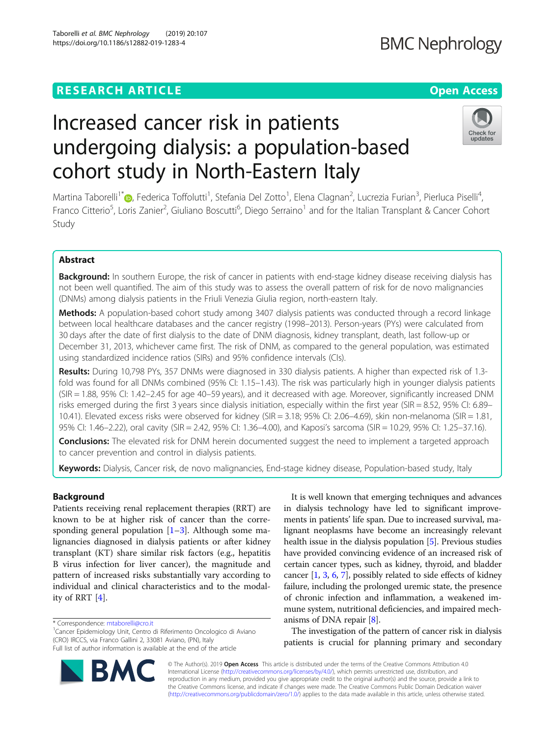RESEARCH ARTICLE

Open Access

# Increased cancer risk in patients undergoing dialysis: a population-based cohort study in North-Eastern Italy

Martina Taborelli[1*], Federica Toffolutti[1], Stefania Del Zotto[1], Elena Clagnan[2], Lucrezia Furian[3], Pierluca Piselli[4], Franco Citterio[5], Loris Zanier[2], Giuliano Boscutti[6], Diego Serraino[1] and for the Italian Transplant & Cancer Cohort Study

## Abstract

**Background:** In southern Europe, the risk of cancer in patients with end-stage kidney disease receiving dialysis has not been well quantified. The aim of this study was to assess the overall pattern of risk for de novo malignancies (DNMs) among dialysis patients in the Friuli Venezia Giulia region, north-eastern Italy.

**Methods:** A population-based cohort study among 3407 dialysis patients was conducted through a record linkage between local healthcare databases and the cancer registry (1998–2013). Person-years (PYs) were calculated from 30 days after the date of first dialysis to the date of DNM diagnosis, kidney transplant, death, last follow-up or December 31, 2013, whichever came first. The risk of DNM, as compared to the general population, was estimated using standardized incidence ratios (SIRs) and 95% confidence intervals (CIs).

**Results:** During 10,798 PYs, 357 DNMs were diagnosed in 330 dialysis patients. A higher than expected risk of 1.3-fold was found for all DNMs combined (95% CI: 1.15–1.43). The risk was particularly high in younger dialysis patients (SIR = 1.88, 95% CI: 1.42–2.45 for age 40–59 years), and it decreased with age. Moreover, significantly increased DNM risks emerged during the first 3 years since dialysis initiation, especially within the first year (SIR = 8.52, 95% CI: 6.89–10.41). Elevated excess risks were observed for kidney (SIR = 3.18; 95% CI: 2.06–4.69), skin non-melanoma (SIR = 1.81, 95% CI: 1.46–2.22), oral cavity (SIR = 2.42, 95% CI: 1.36–4.00), and Kaposi's sarcoma (SIR = 10.29, 95% CI: 1.25–37.16).

**Conclusions:** The elevated risk for DNM herein documented suggest the need to implement a targeted approach to cancer prevention and control in dialysis patients.

**Keywords:** Dialysis, Cancer risk, de novo malignancies, End-stage kidney disease, Population-based study, Italy

## Background

Patients receiving renal replacement therapies (RRT) are known to be at higher risk of cancer than the corresponding general population [1–3]. Although some malignancies diagnosed in dialysis patients or after kidney transplant (KT) share similar risk factors (e.g., hepatitis B virus infection for liver cancer), the magnitude and pattern of increased risks substantially vary according to individual and clinical characteristics and to the modality of RRT [4].

It is well known that emerging techniques and advances in dialysis technology have led to significant improvements in patients' life span. Due to increased survival, malignant neoplasms have become an increasingly relevant health issue in the dialysis population [5]. Previous studies have provided convincing evidence of an increased risk of certain cancer types, such as kidney, thyroid, and bladder cancer [1, 3, 6, 7], possibly related to side effects of kidney failure, including the prolonged uremic state, the presence of chronic infection and inflammation, a weakened immune system, nutritional deficiencies, and impaired mechanisms of DNA repair [8].

The investigation of the pattern of cancer risk in dialysis patients is crucial for planning primary and secondary

\* Correspondence: mtaborelli@cro.it
[1]Cancer Epidemiology Unit, Centro di Riferimento Oncologico di Aviano (CRO) IRCCS, via Franco Gallini 2, 33081 Aviano, (PN), Italy
Full list of author information is available at the end of the article

© The Author(s). 2019 **Open Access** This article is distributed under the terms of the Creative Commons Attribution 4.0 International License (http://creativecommons.org/licenses/by/4.0/), which permits unrestricted use, distribution, and reproduction in any medium, provided you give appropriate credit to the original author(s) and the source, provide a link to the Creative Commons license, and indicate if changes were made. The Creative Commons Public Domain Dedication waiver (http://creativecommons.org/publicdomain/zero/1.0/) applies to the data made available in this article, unless otherwise stated.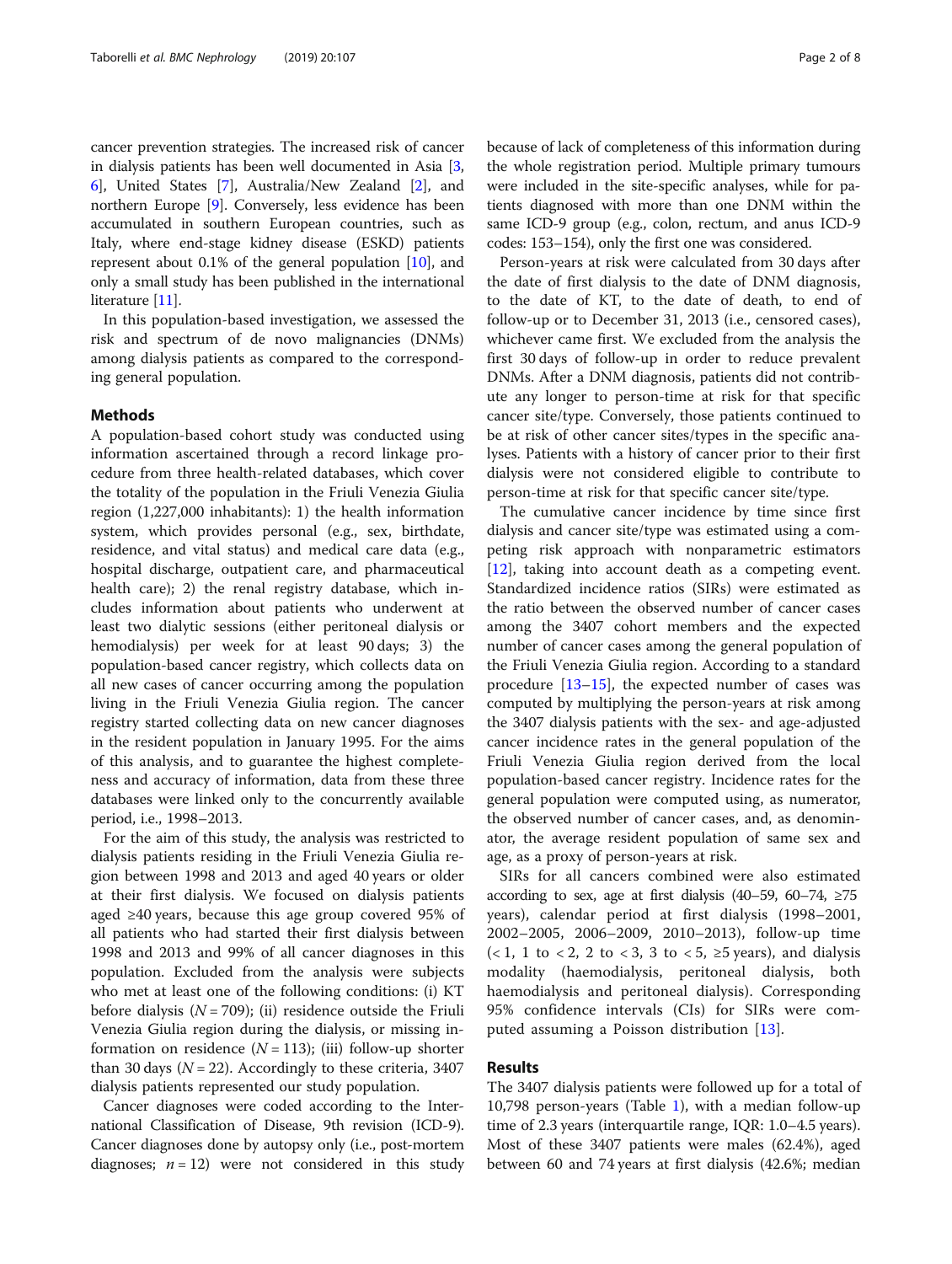cancer prevention strategies. The increased risk of cancer in dialysis patients has been well documented in Asia [3, 6], United States [7], Australia/New Zealand [2], and northern Europe [9]. Conversely, less evidence has been accumulated in southern European countries, such as Italy, where end-stage kidney disease (ESKD) patients represent about 0.1% of the general population [10], and only a small study has been published in the international literature [11].

In this population-based investigation, we assessed the risk and spectrum of de novo malignancies (DNMs) among dialysis patients as compared to the corresponding general population.

## Methods

A population-based cohort study was conducted using information ascertained through a record linkage procedure from three health-related databases, which cover the totality of the population in the Friuli Venezia Giulia region (1,227,000 inhabitants): 1) the health information system, which provides personal (e.g., sex, birthdate, residence, and vital status) and medical care data (e.g., hospital discharge, outpatient care, and pharmaceutical health care); 2) the renal registry database, which includes information about patients who underwent at least two dialytic sessions (either peritoneal dialysis or hemodialysis) per week for at least 90 days; 3) the population-based cancer registry, which collects data on all new cases of cancer occurring among the population living in the Friuli Venezia Giulia region. The cancer registry started collecting data on new cancer diagnoses in the resident population in January 1995. For the aims of this analysis, and to guarantee the highest completeness and accuracy of information, data from these three databases were linked only to the concurrently available period, i.e., 1998–2013.

For the aim of this study, the analysis was restricted to dialysis patients residing in the Friuli Venezia Giulia region between 1998 and 2013 and aged 40 years or older at their first dialysis. We focused on dialysis patients aged ≥40 years, because this age group covered 95% of all patients who had started their first dialysis between 1998 and 2013 and 99% of all cancer diagnoses in this population. Excluded from the analysis were subjects who met at least one of the following conditions: (i) KT before dialysis ($N = 709$); (ii) residence outside the Friuli Venezia Giulia region during the dialysis, or missing information on residence ($N = 113$); (iii) follow-up shorter than 30 days ($N = 22$). Accordingly to these criteria, 3407 dialysis patients represented our study population.

Cancer diagnoses were coded according to the International Classification of Disease, 9th revision (ICD-9). Cancer diagnoses done by autopsy only (i.e., post-mortem diagnoses; $n = 12$) were not considered in this study because of lack of completeness of this information during the whole registration period. Multiple primary tumours were included in the site-specific analyses, while for patients diagnosed with more than one DNM within the same ICD-9 group (e.g., colon, rectum, and anus ICD-9 codes: 153–154), only the first one was considered.

Person-years at risk were calculated from 30 days after the date of first dialysis to the date of DNM diagnosis, to the date of KT, to the date of death, to end of follow-up or to December 31, 2013 (i.e., censored cases), whichever came first. We excluded from the analysis the first 30 days of follow-up in order to reduce prevalent DNMs. After a DNM diagnosis, patients did not contribute any longer to person-time at risk for that specific cancer site/type. Conversely, those patients continued to be at risk of other cancer sites/types in the specific analyses. Patients with a history of cancer prior to their first dialysis were not considered eligible to contribute to person-time at risk for that specific cancer site/type.

The cumulative cancer incidence by time since first dialysis and cancer site/type was estimated using a competing risk approach with nonparametric estimators [12], taking into account death as a competing event. Standardized incidence ratios (SIRs) were estimated as the ratio between the observed number of cancer cases among the 3407 cohort members and the expected number of cancer cases among the general population of the Friuli Venezia Giulia region. According to a standard procedure [13–15], the expected number of cases was computed by multiplying the person-years at risk among the 3407 dialysis patients with the sex- and age-adjusted cancer incidence rates in the general population of the Friuli Venezia Giulia region derived from the local population-based cancer registry. Incidence rates for the general population were computed using, as numerator, the observed number of cancer cases, and, as denominator, the average resident population of same sex and age, as a proxy of person-years at risk.

SIRs for all cancers combined were also estimated according to sex, age at first dialysis (40–59, 60–74, ≥75 years), calendar period at first dialysis (1998–2001, 2002–2005, 2006–2009, 2010–2013), follow-up time (< 1, 1 to < 2, 2 to < 3, 3 to < 5, ≥5 years), and dialysis modality (haemodialysis, peritoneal dialysis, both haemodialysis and peritoneal dialysis). Corresponding 95% confidence intervals (CIs) for SIRs were computed assuming a Poisson distribution [13].

## Results

The 3407 dialysis patients were followed up for a total of 10,798 person-years (Table 1), with a median follow-up time of 2.3 years (interquartile range, IQR: 1.0–4.5 years). Most of these 3407 patients were males (62.4%), aged between 60 and 74 years at first dialysis (42.6%; median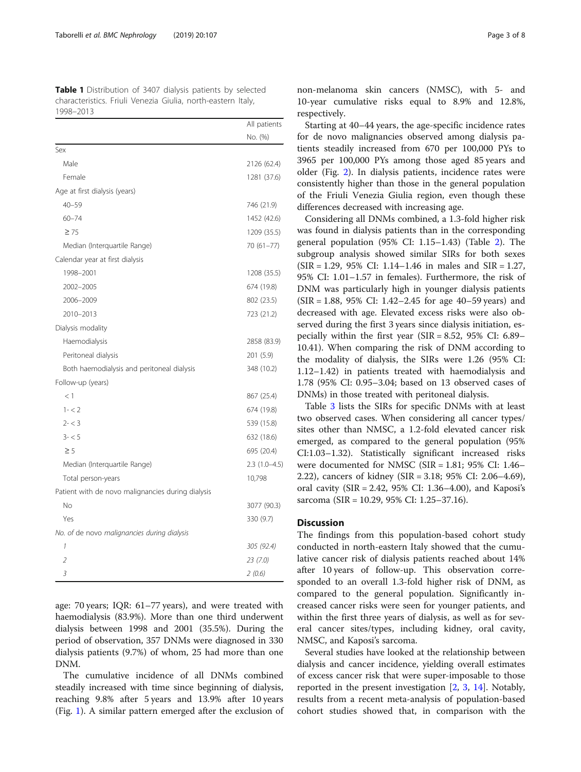**Table 1** Distribution of 3407 dialysis patients by selected characteristics. Friuli Venezia Giulia, north-eastern Italy, 1998–2013

| | All patients No. (%) |
|---|---|
| Sex | |
| Male | 2126 (62.4) |
| Female | 1281 (37.6) |
| Age at first dialysis (years) | |
| 40–59 | 746 (21.9) |
| 60–74 | 1452 (42.6) |
| ≥ 75 | 1209 (35.5) |
| Median (Interquartile Range) | 70 (61–77) |
| Calendar year at first dialysis | |
| 1998–2001 | 1208 (35.5) |
| 2002–2005 | 674 (19.8) |
| 2006–2009 | 802 (23.5) |
| 2010–2013 | 723 (21.2) |
| Dialysis modality | |
| Haemodialysis | 2858 (83.9) |
| Peritoneal dialysis | 201 (5.9) |
| Both haemodialysis and peritoneal dialysis | 348 (10.2) |
| Follow-up (years) | |
| < 1 | 867 (25.4) |
| 1- < 2 | 674 (19.8) |
| 2- < 3 | 539 (15.8) |
| 3- < 5 | 632 (18.6) |
| ≥ 5 | 695 (20.4) |
| Median (Interquartile Range) | 2.3 (1.0–4.5) |
| Total person-years | 10,798 |
| Patient with de novo malignancies during dialysis | |
| No | 3077 (90.3) |
| Yes | 330 (9.7) |
| *No. of de novo malignancies during dialysis* | |
| *1* | *305 (92.4)* |
| *2* | *23 (7.0)* |
| *3* | *2 (0.6)* |

age: 70 years; IQR: 61–77 years), and were treated with haemodialysis (83.9%). More than one third underwent dialysis between 1998 and 2001 (35.5%). During the period of observation, 357 DNMs were diagnosed in 330 dialysis patients (9.7%) of whom, 25 had more than one DNM.

The cumulative incidence of all DNMs combined steadily increased with time since beginning of dialysis, reaching 9.8% after 5 years and 13.9% after 10 years (Fig. 1). A similar pattern emerged after the exclusion of non-melanoma skin cancers (NMSC), with 5- and 10-year cumulative risks equal to 8.9% and 12.8%, respectively.

Starting at 40–44 years, the age-specific incidence rates for de novo malignancies observed among dialysis patients steadily increased from 670 per 100,000 PYs to 3965 per 100,000 PYs among those aged 85 years and older (Fig. 2). In dialysis patients, incidence rates were consistently higher than those in the general population of the Friuli Venezia Giulia region, even though these differences decreased with increasing age.

Considering all DNMs combined, a 1.3-fold higher risk was found in dialysis patients than in the corresponding general population (95% CI: 1.15–1.43) (Table 2). The subgroup analysis showed similar SIRs for both sexes (SIR = 1.29, 95% CI: 1.14–1.46 in males and SIR = 1.27, 95% CI: 1.01–1.57 in females). Furthermore, the risk of DNM was particularly high in younger dialysis patients (SIR = 1.88, 95% CI: 1.42–2.45 for age 40–59 years) and decreased with age. Elevated excess risks were also observed during the first 3 years since dialysis initiation, especially within the first year (SIR = 8.52, 95% CI: 6.89–10.41). When comparing the risk of DNM according to the modality of dialysis, the SIRs were 1.26 (95% CI: 1.12–1.42) in patients treated with haemodialysis and 1.78 (95% CI: 0.95–3.04; based on 13 observed cases of DNMs) in those treated with peritoneal dialysis.

Table 3 lists the SIRs for specific DNMs with at least two observed cases. When considering all cancer types/sites other than NMSC, a 1.2-fold elevated cancer risk emerged, as compared to the general population (95% CI:1.03–1.32). Statistically significant increased risks were documented for NMSC (SIR = 1.81; 95% CI: 1.46–2.22), cancers of kidney (SIR = 3.18; 95% CI: 2.06–4.69), oral cavity (SIR = 2.42, 95% CI: 1.36–4.00), and Kaposi's sarcoma (SIR = 10.29, 95% CI: 1.25–37.16).

## Discussion

The findings from this population-based cohort study conducted in north-eastern Italy showed that the cumulative cancer risk of dialysis patients reached about 14% after 10 years of follow-up. This observation corresponded to an overall 1.3-fold higher risk of DNM, as compared to the general population. Significantly increased cancer risks were seen for younger patients, and within the first three years of dialysis, as well as for several cancer sites/types, including kidney, oral cavity, NMSC, and Kaposi's sarcoma.

Several studies have looked at the relationship between dialysis and cancer incidence, yielding overall estimates of excess cancer risk that were super-imposable to those reported in the present investigation [2, 3, 14]. Notably, results from a recent meta-analysis of population-based cohort studies showed that, in comparison with the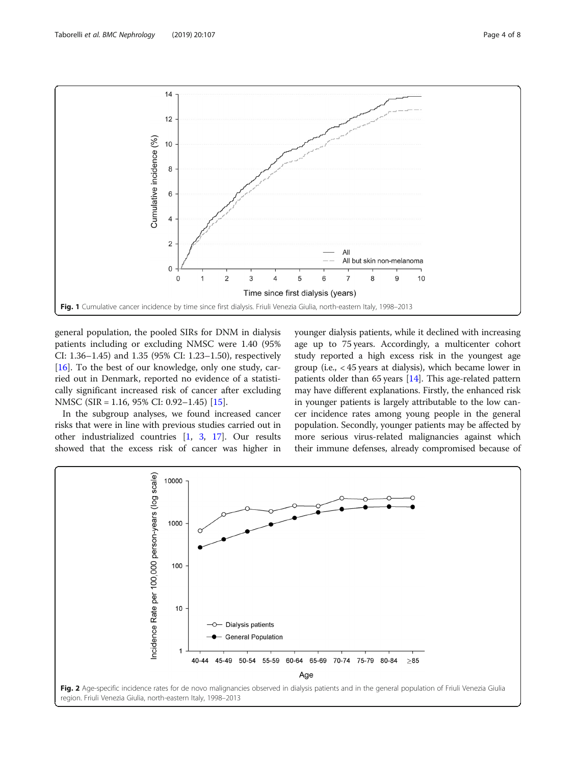Fig. 1 Cumulative cancer incidence by time since first dialysis. Friuli Venezia Giulia, north-eastern Italy, 1998–2013

general population, the pooled SIRs for DNM in dialysis patients including or excluding NMSC were 1.40 (95% CI: 1.36–1.45) and 1.35 (95% CI: 1.23–1.50), respectively [16]. To the best of our knowledge, only one study, carried out in Denmark, reported no evidence of a statistically significant increased risk of cancer after excluding NMSC (SIR = 1.16, 95% CI: 0.92–1.45) [15].

In the subgroup analyses, we found increased cancer risks that were in line with previous studies carried out in other industrialized countries [1, 3, 17]. Our results showed that the excess risk of cancer was higher in younger dialysis patients, while it declined with increasing age up to 75 years. Accordingly, a multicenter cohort study reported a high excess risk in the youngest age group (i.e., < 45 years at dialysis), which became lower in patients older than 65 years [14]. This age-related pattern may have different explanations. Firstly, the enhanced risk in younger patients is largely attributable to the low cancer incidence rates among young people in the general population. Secondly, younger patients may be affected by more serious virus-related malignancies against which their immune defenses, already compromised because of

Fig. 2 Age-specific incidence rates for de novo malignancies observed in dialysis patients and in the general population of Friuli Venezia Giulia region. Friuli Venezia Giulia, north-eastern Italy, 1998–2013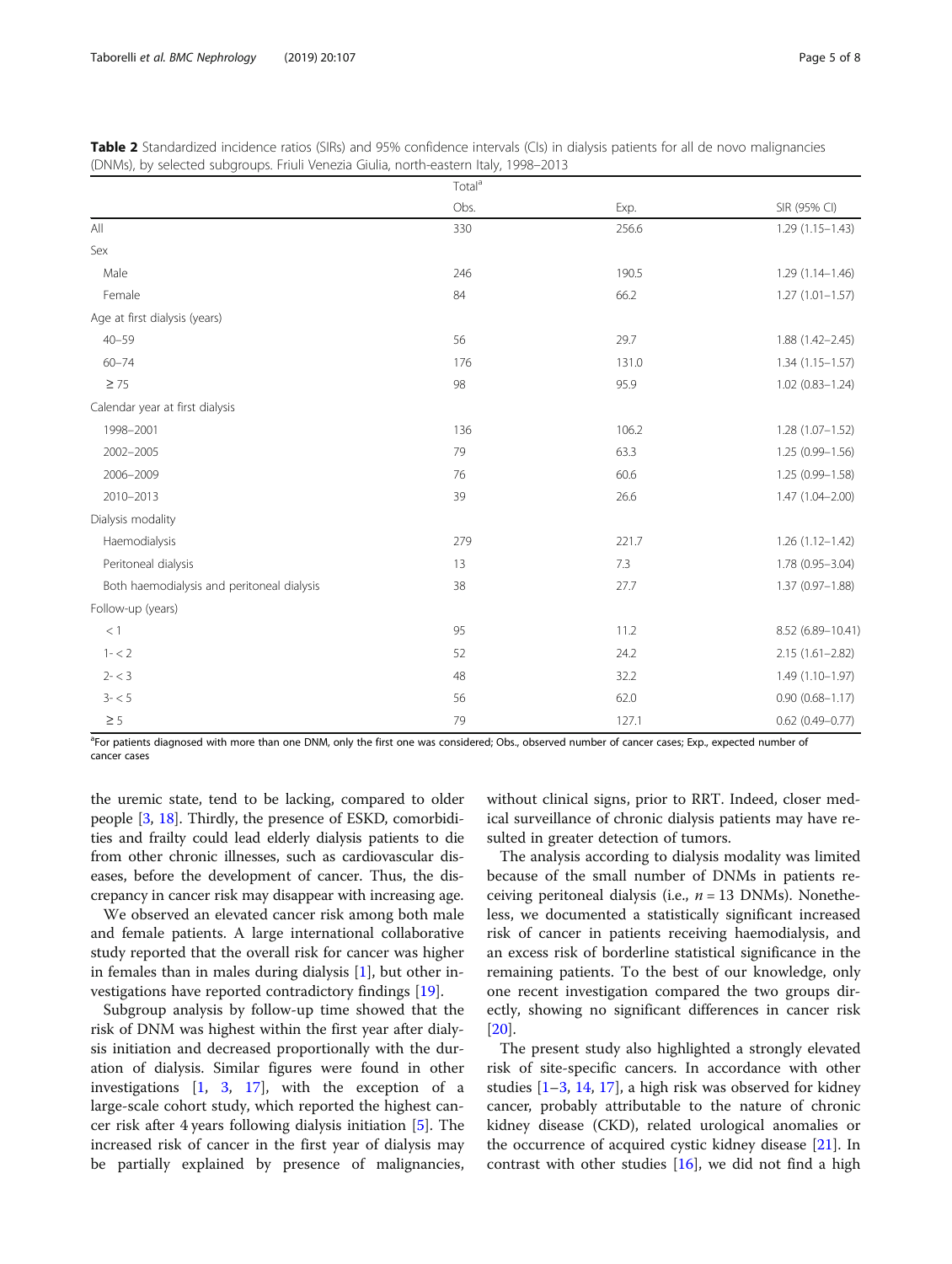**Table 2** Standardized incidence ratios (SIRs) and 95% confidence intervals (CIs) in dialysis patients for all de novo malignancies (DNMs), by selected subgroups. Friuli Venezia Giulia, north-eastern Italy, 1998–2013

| | Total[a] | | |
|---|---|---|---|
| | Obs. | Exp. | SIR (95% CI) |
| All | 330 | 256.6 | 1.29 (1.15–1.43) |
| Sex | | | |
| Male | 246 | 190.5 | 1.29 (1.14–1.46) |
| Female | 84 | 66.2 | 1.27 (1.01–1.57) |
| Age at first dialysis (years) | | | |
| 40–59 | 56 | 29.7 | 1.88 (1.42–2.45) |
| 60–74 | 176 | 131.0 | 1.34 (1.15–1.57) |
| ≥ 75 | 98 | 95.9 | 1.02 (0.83–1.24) |
| Calendar year at first dialysis | | | |
| 1998–2001 | 136 | 106.2 | 1.28 (1.07–1.52) |
| 2002–2005 | 79 | 63.3 | 1.25 (0.99–1.56) |
| 2006–2009 | 76 | 60.6 | 1.25 (0.99–1.58) |
| 2010–2013 | 39 | 26.6 | 1.47 (1.04–2.00) |
| Dialysis modality | | | |
| Haemodialysis | 279 | 221.7 | 1.26 (1.12–1.42) |
| Peritoneal dialysis | 13 | 7.3 | 1.78 (0.95–3.04) |
| Both haemodialysis and peritoneal dialysis | 38 | 27.7 | 1.37 (0.97–1.88) |
| Follow-up (years) | | | |
| < 1 | 95 | 11.2 | 8.52 (6.89–10.41) |
| 1- < 2 | 52 | 24.2 | 2.15 (1.61–2.82) |
| 2- < 3 | 48 | 32.2 | 1.49 (1.10–1.97) |
| 3- < 5 | 56 | 62.0 | 0.90 (0.68–1.17) |
| ≥ 5 | 79 | 127.1 | 0.62 (0.49–0.77) |

[a]For patients diagnosed with more than one DNM, only the first one was considered; Obs., observed number of cancer cases; Exp., expected number of cancer cases

the uremic state, tend to be lacking, compared to older people [3, 18]. Thirdly, the presence of ESKD, comorbidities and frailty could lead elderly dialysis patients to die from other chronic illnesses, such as cardiovascular diseases, before the development of cancer. Thus, the discrepancy in cancer risk may disappear with increasing age.

We observed an elevated cancer risk among both male and female patients. A large international collaborative study reported that the overall risk for cancer was higher in females than in males during dialysis [1], but other investigations have reported contradictory findings [19].

Subgroup analysis by follow-up time showed that the risk of DNM was highest within the first year after dialysis initiation and decreased proportionally with the duration of dialysis. Similar figures were found in other investigations [1, 3, 17], with the exception of a large-scale cohort study, which reported the highest cancer risk after 4 years following dialysis initiation [5]. The increased risk of cancer in the first year of dialysis may be partially explained by presence of malignancies, without clinical signs, prior to RRT. Indeed, closer medical surveillance of chronic dialysis patients may have resulted in greater detection of tumors.

The analysis according to dialysis modality was limited because of the small number of DNMs in patients receiving peritoneal dialysis (i.e., $n = 13$ DNMs). Nonetheless, we documented a statistically significant increased risk of cancer in patients receiving haemodialysis, and an excess risk of borderline statistical significance in the remaining patients. To the best of our knowledge, only one recent investigation compared the two groups directly, showing no significant differences in cancer risk [20].

The present study also highlighted a strongly elevated risk of site-specific cancers. In accordance with other studies [1–3, 14, 17], a high risk was observed for kidney cancer, probably attributable to the nature of chronic kidney disease (CKD), related urological anomalies or the occurrence of acquired cystic kidney disease [21]. In contrast with other studies [16], we did not find a high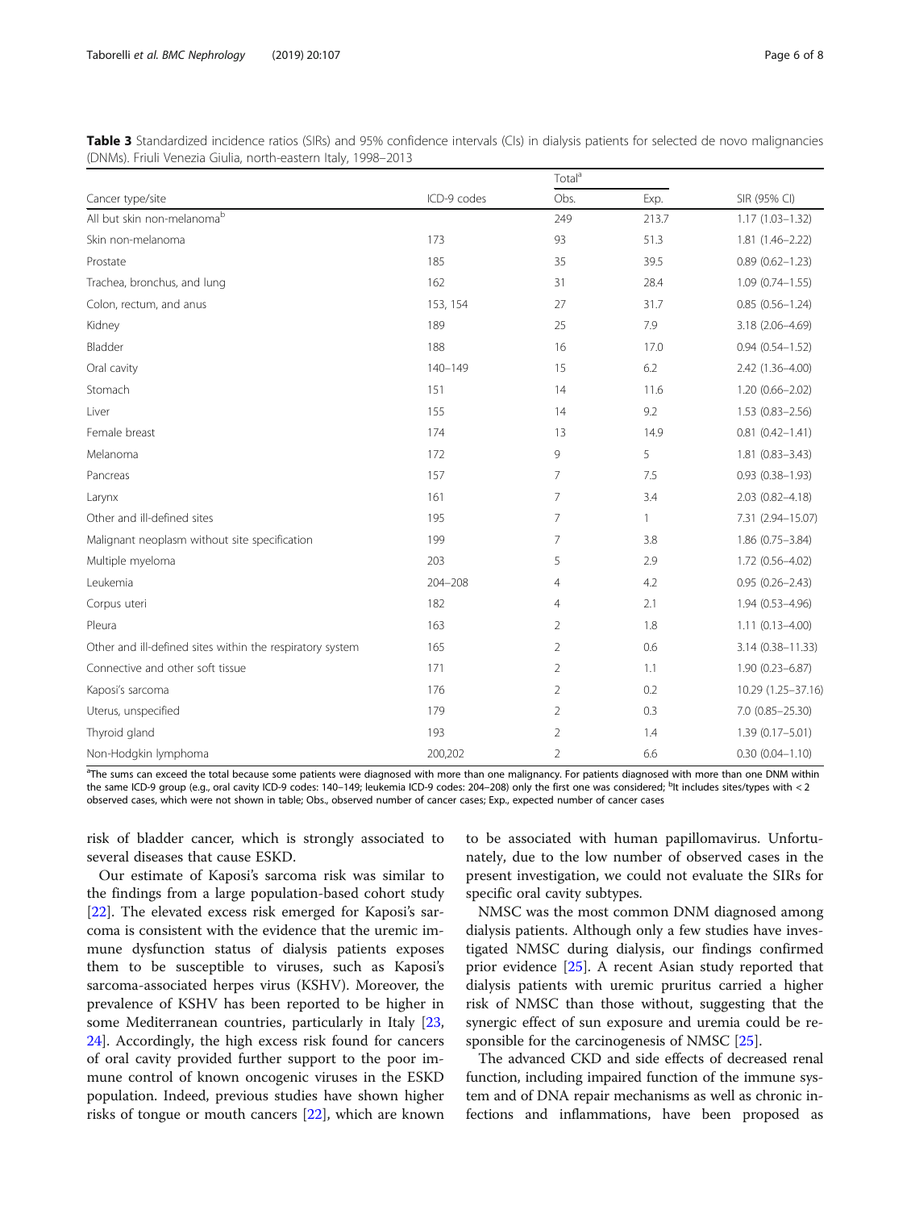**Table 3** Standardized incidence ratios (SIRs) and 95% confidence intervals (CIs) in dialysis patients for selected de novo malignancies (DNMs). Friuli Venezia Giulia, north-eastern Italy, 1998–2013

| Cancer type/site | ICD-9 codes | Total[a] | | SIR (95% CI) |
|---|---|---|---|---|
| | | Obs. | Exp. | |
| All but skin non-melanoma[b] | | 249 | 213.7 | 1.17 (1.03–1.32) |
| Skin non-melanoma | 173 | 93 | 51.3 | 1.81 (1.46–2.22) |
| Prostate | 185 | 35 | 39.5 | 0.89 (0.62–1.23) |
| Trachea, bronchus, and lung | 162 | 31 | 28.4 | 1.09 (0.74–1.55) |
| Colon, rectum, and anus | 153, 154 | 27 | 31.7 | 0.85 (0.56–1.24) |
| Kidney | 189 | 25 | 7.9 | 3.18 (2.06–4.69) |
| Bladder | 188 | 16 | 17.0 | 0.94 (0.54–1.52) |
| Oral cavity | 140–149 | 15 | 6.2 | 2.42 (1.36–4.00) |
| Stomach | 151 | 14 | 11.6 | 1.20 (0.66–2.02) |
| Liver | 155 | 14 | 9.2 | 1.53 (0.83–2.56) |
| Female breast | 174 | 13 | 14.9 | 0.81 (0.42–1.41) |
| Melanoma | 172 | 9 | 5 | 1.81 (0.83–3.43) |
| Pancreas | 157 | 7 | 7.5 | 0.93 (0.38–1.93) |
| Larynx | 161 | 7 | 3.4 | 2.03 (0.82–4.18) |
| Other and ill-defined sites | 195 | 7 | 1 | 7.31 (2.94–15.07) |
| Malignant neoplasm without site specification | 199 | 7 | 3.8 | 1.86 (0.75–3.84) |
| Multiple myeloma | 203 | 5 | 2.9 | 1.72 (0.56–4.02) |
| Leukemia | 204–208 | 4 | 4.2 | 0.95 (0.26–2.43) |
| Corpus uteri | 182 | 4 | 2.1 | 1.94 (0.53–4.96) |
| Pleura | 163 | 2 | 1.8 | 1.11 (0.13–4.00) |
| Other and ill-defined sites within the respiratory system | 165 | 2 | 0.6 | 3.14 (0.38–11.33) |
| Connective and other soft tissue | 171 | 2 | 1.1 | 1.90 (0.23–6.87) |
| Kaposi's sarcoma | 176 | 2 | 0.2 | 10.29 (1.25–37.16) |
| Uterus, unspecified | 179 | 2 | 0.3 | 7.0 (0.85–25.30) |
| Thyroid gland | 193 | 2 | 1.4 | 1.39 (0.17–5.01) |
| Non-Hodgkin lymphoma | 200,202 | 2 | 6.6 | 0.30 (0.04–1.10) |

[a]The sums can exceed the total because some patients were diagnosed with more than one malignancy. For patients diagnosed with more than one DNM within the same ICD-9 group (e.g., oral cavity ICD-9 codes: 140–149; leukemia ICD-9 codes: 204–208) only the first one was considered; [b]It includes sites/types with < 2 observed cases, which were not shown in table; Obs., observed number of cancer cases; Exp., expected number of cancer cases

risk of bladder cancer, which is strongly associated to several diseases that cause ESKD.

Our estimate of Kaposi's sarcoma risk was similar to the findings from a large population-based cohort study [22]. The elevated excess risk emerged for Kaposi's sarcoma is consistent with the evidence that the uremic immune dysfunction status of dialysis patients exposes them to be susceptible to viruses, such as Kaposi's sarcoma-associated herpes virus (KSHV). Moreover, the prevalence of KSHV has been reported to be higher in some Mediterranean countries, particularly in Italy [23, 24]. Accordingly, the high excess risk found for cancers of oral cavity provided further support to the poor immune control of known oncogenic viruses in the ESKD population. Indeed, previous studies have shown higher risks of tongue or mouth cancers [22], which are known to be associated with human papillomavirus. Unfortunately, due to the low number of observed cases in the present investigation, we could not evaluate the SIRs for specific oral cavity subtypes.

NMSC was the most common DNM diagnosed among dialysis patients. Although only a few studies have investigated NMSC during dialysis, our findings confirmed prior evidence [25]. A recent Asian study reported that dialysis patients with uremic pruritus carried a higher risk of NMSC than those without, suggesting that the synergic effect of sun exposure and uremia could be responsible for the carcinogenesis of NMSC [25].

The advanced CKD and side effects of decreased renal function, including impaired function of the immune system and of DNA repair mechanisms as well as chronic infections and inflammations, have been proposed as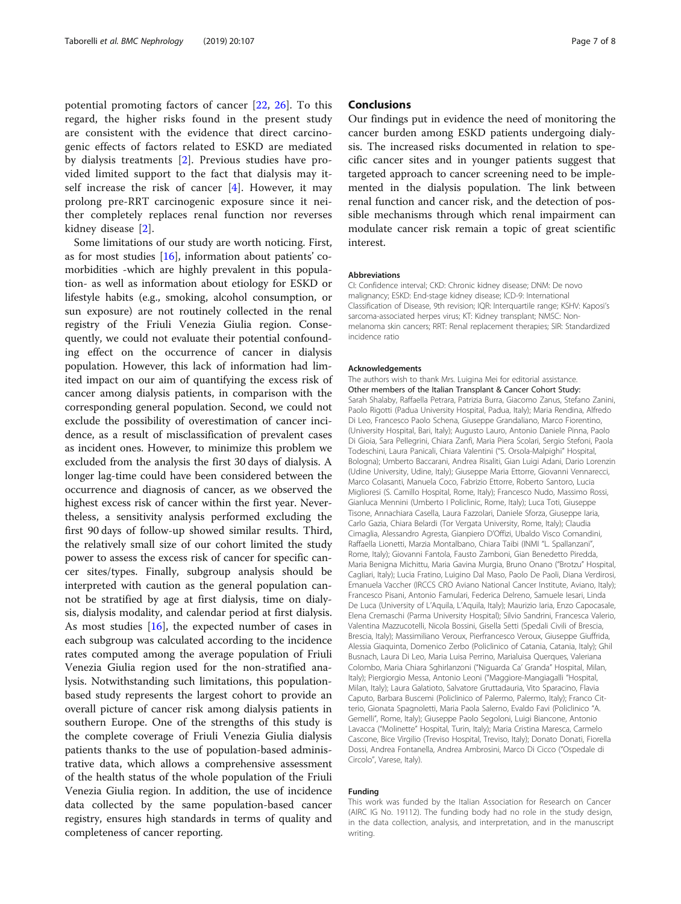potential promoting factors of cancer [22, 26]. To this regard, the higher risks found in the present study are consistent with the evidence that direct carcinogenic effects of factors related to ESKD are mediated by dialysis treatments [2]. Previous studies have provided limited support to the fact that dialysis may itself increase the risk of cancer [4]. However, it may prolong pre-RRT carcinogenic exposure since it neither completely replaces renal function nor reverses kidney disease [2].

Some limitations of our study are worth noticing. First, as for most studies [16], information about patients' comorbidities -which are highly prevalent in this population- as well as information about etiology for ESKD or lifestyle habits (e.g., smoking, alcohol consumption, or sun exposure) are not routinely collected in the renal registry of the Friuli Venezia Giulia region. Consequently, we could not evaluate their potential confounding effect on the occurrence of cancer in dialysis population. However, this lack of information had limited impact on our aim of quantifying the excess risk of cancer among dialysis patients, in comparison with the corresponding general population. Second, we could not exclude the possibility of overestimation of cancer incidence, as a result of misclassification of prevalent cases as incident ones. However, to minimize this problem we excluded from the analysis the first 30 days of dialysis. A longer lag-time could have been considered between the occurrence and diagnosis of cancer, as we observed the highest excess risk of cancer within the first year. Nevertheless, a sensitivity analysis performed excluding the first 90 days of follow-up showed similar results. Third, the relatively small size of our cohort limited the study power to assess the excess risk of cancer for specific cancer sites/types. Finally, subgroup analysis should be interpreted with caution as the general population cannot be stratified by age at first dialysis, time on dialysis, dialysis modality, and calendar period at first dialysis. As most studies [16], the expected number of cases in each subgroup was calculated according to the incidence rates computed among the average population of Friuli Venezia Giulia region used for the non-stratified analysis. Notwithstanding such limitations, this population-based study represents the largest cohort to provide an overall picture of cancer risk among dialysis patients in southern Europe. One of the strengths of this study is the complete coverage of Friuli Venezia Giulia dialysis patients thanks to the use of population-based administrative data, which allows a comprehensive assessment of the health status of the whole population of the Friuli Venezia Giulia region. In addition, the use of incidence data collected by the same population-based cancer registry, ensures high standards in terms of quality and completeness of cancer reporting.

## Conclusions

Our findings put in evidence the need of monitoring the cancer burden among ESKD patients undergoing dialysis. The increased risks documented in relation to specific cancer sites and in younger patients suggest that targeted approach to cancer screening need to be implemented in the dialysis population. The link between renal function and cancer risk, and the detection of possible mechanisms through which renal impairment can modulate cancer risk remain a topic of great scientific interest.

### Abbreviations

CI: Confidence interval; CKD: Chronic kidney disease; DNM: De novo malignancy; ESKD: End-stage kidney disease; ICD-9: International Classification of Disease, 9th revision; IQR: Interquartile range; KSHV: Kaposi's sarcoma-associated herpes virus; KT: Kidney transplant; NMSC: Non-melanoma skin cancers; RRT: Renal replacement therapies; SIR: Standardized incidence ratio

### Acknowledgements

The authors wish to thank Mrs. Luigina Mei for editorial assistance.

**Other members of the Italian Transplant & Cancer Cohort Study:**
Sarah Shalaby, Raffaella Petrara, Patrizia Burra, Giacomo Zanus, Stefano Zanini, Paolo Rigotti (Padua University Hospital, Padua, Italy); Maria Rendina, Alfredo Di Leo, Francesco Paolo Schena, Giuseppe Grandaliano, Marco Fiorentino, (University Hospital, Bari, Italy); Augusto Lauro, Antonio Daniele Pinna, Paolo Di Gioia, Sara Pellegrini, Chiara Zanfi, Maria Piera Scolari, Sergio Stefoni, Paola Todeschini, Laura Panicali, Chiara Valentini ("S. Orsola-Malpighi" Hospital, Bologna); Umberto Baccarani, Andrea Risaliti, Gian Luigi Adani, Dario Lorenzin (Udine University, Udine, Italy); Giuseppe Maria Ettorre, Giovanni Vennarecci, Marco Colasanti, Manuela Coco, Fabrizio Ettorre, Roberto Santoro, Lucia Miglioresi (S. Camillo Hospital, Rome, Italy); Francesco Nudo, Massimo Rossi, Gianluca Mennini (Umberto I Policlinic, Rome, Italy); Luca Toti, Giuseppe Tisone, Annachiara Casella, Laura Fazzolari, Daniele Sforza, Giuseppe Iaria, Carlo Gazia, Chiara Belardi (Tor Vergata University, Rome, Italy); Claudia Cimaglia, Alessandro Agresta, Gianpiero D'Offizi, Ubaldo Visco Comandini, Raffaella Lionetti, Marzia Montalbano, Chiara Taibi (INMI "L. Spallanzani", Rome, Italy); Giovanni Fantola, Fausto Zamboni, Gian Benedetto Piredda, Maria Benigna Michittu, Maria Gavina Murgia, Bruno Onano ("Brotzu" Hospital, Cagliari, Italy); Lucia Fratino, Luigino Dal Maso, Paolo De Paoli, Diana Verdirosi, Emanuela Vaccher (IRCCS CRO Aviano National Cancer Institute, Aviano, Italy); Francesco Pisani, Antonio Famulari, Federica Delreno, Samuele Iesari, Linda De Luca (University of L'Aquila, L'Aquila, Italy); Maurizio Iaria, Enzo Capocasale, Elena Cremaschi (Parma University Hospital); Silvio Sandrini, Francesca Valerio, Valentina Mazzucotelli, Nicola Bossini, Gisella Setti (Spedali Civili of Brescia, Brescia, Italy); Massimiliano Veroux, Pierfrancesco Veroux, Giuseppe Giuffrida, Alessia Giaquinta, Domenico Zerbo (Policlinico of Catania, Catania, Italy); Ghil Busnach, Laura Di Leo, Maria Luisa Perrino, Marialuisa Querques, Valeriana Colombo, Maria Chiara Sghirlanzoni ("Niguarda Ca' Granda" Hospital, Milan, Italy); Piergiorgio Messa, Antonio Leoni ("Maggiore-Mangiagalli "Hospital, Milan, Italy); Laura Galatioto, Salvatore Gruttadauria, Vito Sparacino, Flavia Caputo, Barbara Buscemi (Policlinico of Palermo, Palermo, Italy); Franco Citterio, Gionata Spagnoletti, Maria Paola Salerno, Evaldo Favi (Policlinico "A. Gemelli", Rome, Italy); Giuseppe Paolo Segoloni, Luigi Biancone, Antonio Lavacca ("Molinette" Hospital, Turin, Italy); Maria Cristina Maresca, Carmelo Cascone, Bice Virgilio (Treviso Hospital, Treviso, Italy); Donato Donati, Fiorella Dossi, Andrea Fontanella, Andrea Ambrosini, Marco Di Cicco ("Ospedale di Circolo", Varese, Italy).

### Funding

This work was funded by the Italian Association for Research on Cancer (AIRC IG No. 19112). The funding body had no role in the study design, in the data collection, analysis, and interpretation, and in the manuscript writing.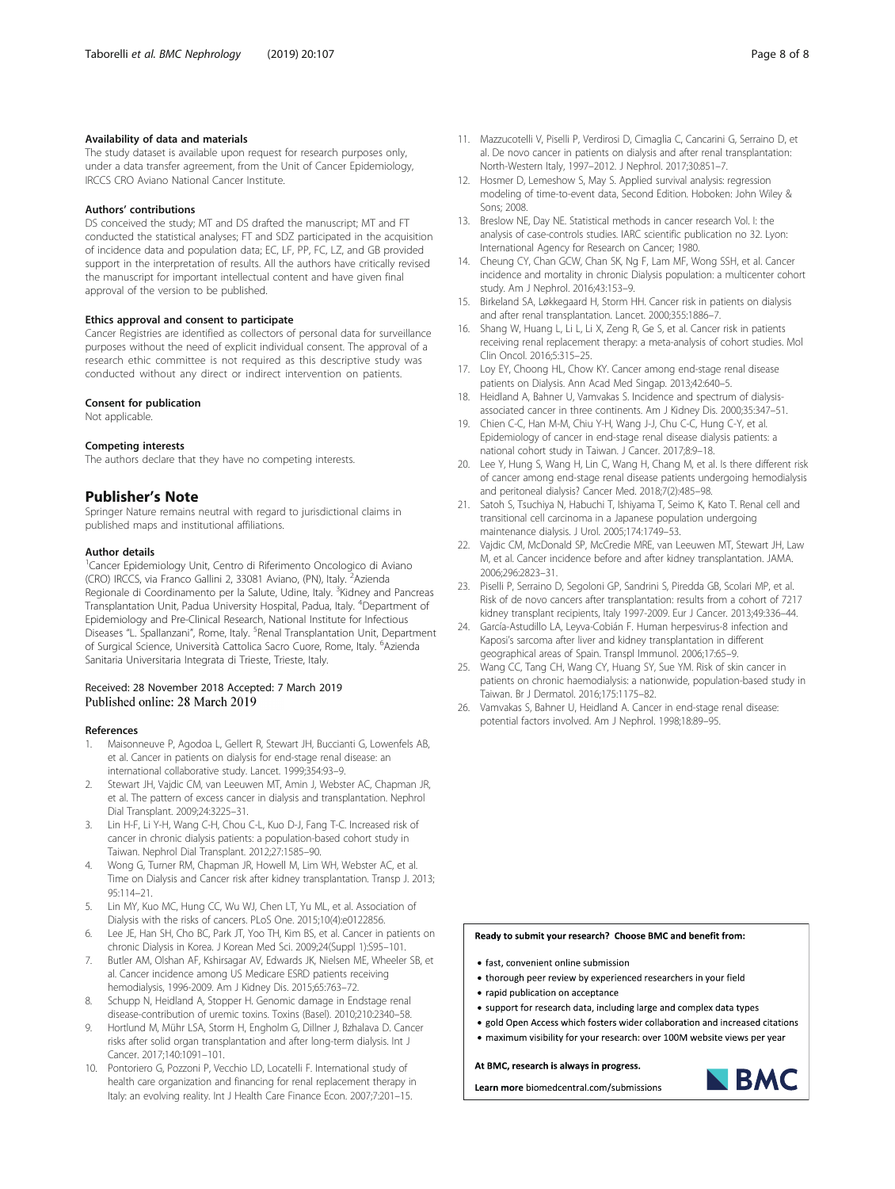#### Availability of data and materials

The study dataset is available upon request for research purposes only, under a data transfer agreement, from the Unit of Cancer Epidemiology, IRCCS CRO Aviano National Cancer Institute.

#### Authors' contributions

DS conceived the study; MT and DS drafted the manuscript; MT and FT conducted the statistical analyses; FT and SDZ participated in the acquisition of incidence data and population data; EC, LF, PP, FC, LZ, and GB provided support in the interpretation of results. All the authors have critically revised the manuscript for important intellectual content and have given final approval of the version to be published.

#### Ethics approval and consent to participate

Cancer Registries are identified as collectors of personal data for surveillance purposes without the need of explicit individual consent. The approval of a research ethic committee is not required as this descriptive study was conducted without any direct or indirect intervention on patients.

#### Consent for publication

Not applicable.

#### Competing interests

The authors declare that they have no competing interests.

## Publisher's Note

Springer Nature remains neutral with regard to jurisdictional claims in published maps and institutional affiliations.

#### Author details

[1]Cancer Epidemiology Unit, Centro di Riferimento Oncologico di Aviano (CRO) IRCCS, via Franco Gallini 2, 33081 Aviano, (PN), Italy. [2]Azienda Regionale di Coordinamento per la Salute, Udine, Italy. [3]Kidney and Pancreas Transplantation Unit, Padua University Hospital, Padua, Italy. [4]Department of Epidemiology and Pre-Clinical Research, National Institute for Infectious Diseases "L. Spallanzani", Rome, Italy. [5]Renal Transplantation Unit, Department of Surgical Science, Università Cattolica Sacro Cuore, Rome, Italy. [6]Azienda Sanitaria Universitaria Integrata di Trieste, Trieste, Italy.

Received: 28 November 2018 Accepted: 7 March 2019
Published online: 28 March 2019

#### References

1. Maisonneuve P, Agodoa L, Gellert R, Stewart JH, Buccianti G, Lowenfels AB, et al. Cancer in patients on dialysis for end-stage renal disease: an international collaborative study. Lancet. 1999;354:93–9.
2. Stewart JH, Vajdic CM, van Leeuwen MT, Amin J, Webster AC, Chapman JR, et al. The pattern of excess cancer in dialysis and transplantation. Nephrol Dial Transplant. 2009;24:3225–31.
3. Lin H-F, Li Y-H, Wang C-H, Chou C-L, Kuo D-J, Fang T-C. Increased risk of cancer in chronic dialysis patients: a population-based cohort study in Taiwan. Nephrol Dial Transplant. 2012;27:1585–90.
4. Wong G, Turner RM, Chapman JR, Howell M, Lim WH, Webster AC, et al. Time on Dialysis and Cancer risk after kidney transplantation. Transp J. 2013; 95:114–21.
5. Lin MY, Kuo MC, Hung CC, Wu WJ, Chen LT, Yu ML, et al. Association of Dialysis with the risks of cancers. PLoS One. 2015;10(4):e0122856.
6. Lee JE, Han SH, Cho BC, Park JT, Yoo TH, Kim BS, et al. Cancer in patients on chronic Dialysis in Korea. J Korean Med Sci. 2009;24(Suppl 1):S95–101.
7. Butler AM, Olshan AF, Kshirsagar AV, Edwards JK, Nielsen ME, Wheeler SB, et al. Cancer incidence among US Medicare ESRD patients receiving hemodialysis, 1996-2009. Am J Kidney Dis. 2015;65:763–72.
8. Schupp N, Heidland A, Stopper H. Genomic damage in Endstage renal disease-contribution of uremic toxins. Toxins (Basel). 2010;210:2340–58.
9. Hortlund M, Mühr LSA, Storm H, Engholm G, Dillner J, Bzhalava D. Cancer risks after solid organ transplantation and after long-term dialysis. Int J Cancer. 2017;140:1091–101.
10. Pontoriero G, Pozzoni P, Vecchio LD, Locatelli F. International study of health care organization and financing for renal replacement therapy in Italy: an evolving reality. Int J Health Care Finance Econ. 2007;7:201–15.
11. Mazzucotelli V, Piselli P, Verdirosi D, Cimaglia C, Cancarini G, Serraino D, et al. De novo cancer in patients on dialysis and after renal transplantation: North-Western Italy, 1997–2012. J Nephrol. 2017;30:851–7.
12. Hosmer D, Lemeshow S, May S. Applied survival analysis: regression modeling of time-to-event data, Second Edition. Hoboken: John Wiley & Sons; 2008.
13. Breslow NE, Day NE. Statistical methods in cancer research Vol. I: the analysis of case-controls studies. IARC scientific publication no 32. Lyon: International Agency for Research on Cancer; 1980.
14. Cheung CY, Chan GCW, Chan SK, Ng F, Lam MF, Wong SSH, et al. Cancer incidence and mortality in chronic Dialysis population: a multicenter cohort study. Am J Nephrol. 2016;43:153–9.
15. Birkeland SA, Løkkegaard H, Storm HH. Cancer risk in patients on dialysis and after renal transplantation. Lancet. 2000;355:1886–7.
16. Shang W, Huang L, Li L, Li X, Zeng R, Ge S, et al. Cancer risk in patients receiving renal replacement therapy: a meta-analysis of cohort studies. Mol Clin Oncol. 2016;5:315–25.
17. Loy EY, Choong HL, Chow KY. Cancer among end-stage renal disease patients on Dialysis. Ann Acad Med Singap. 2013;42:640–5.
18. Heidland A, Bahner U, Vamvakas S. Incidence and spectrum of dialysis-associated cancer in three continents. Am J Kidney Dis. 2000;35:347–51.
19. Chien C-C, Han M-M, Chiu Y-H, Wang J-J, Chu C-C, Hung C-Y, et al. Epidemiology of cancer in end-stage renal disease dialysis patients: a national cohort study in Taiwan. J Cancer. 2017;8:9–18.
20. Lee Y, Hung S, Wang H, Lin C, Wang H, Chang M, et al. Is there different risk of cancer among end-stage renal disease patients undergoing hemodialysis and peritoneal dialysis? Cancer Med. 2018;7(2):485–98.
21. Satoh S, Tsuchiya N, Habuchi T, Ishiyama T, Seimo K, Kato T. Renal cell and transitional cell carcinoma in a Japanese population undergoing maintenance dialysis. J Urol. 2005;174:1749–53.
22. Vajdic CM, McDonald SP, McCredie MRE, van Leeuwen MT, Stewart JH, Law M, et al. Cancer incidence before and after kidney transplantation. JAMA. 2006;296:2823–31.
23. Piselli P, Serraino D, Segoloni GP, Sandrini S, Piredda GB, Scolari MP, et al. Risk of de novo cancers after transplantation: results from a cohort of 7217 kidney transplant recipients, Italy 1997-2009. Eur J Cancer. 2013;49:336–44.
24. García-Astudillo LA, Leyva-Cobián F. Human herpesvirus-8 infection and Kaposi's sarcoma after liver and kidney transplantation in different geographical areas of Spain. Transpl Immunol. 2006;17:65–9.
25. Wang CC, Tang CH, Wang CY, Huang SY, Sue YM. Risk of skin cancer in patients on chronic haemodialysis: a nationwide, population-based study in Taiwan. Br J Dermatol. 2016;175:1175–82.
26. Vamvakas S, Bahner U, Heidland A. Cancer in end-stage renal disease: potential factors involved. Am J Nephrol. 1998;18:89–95.